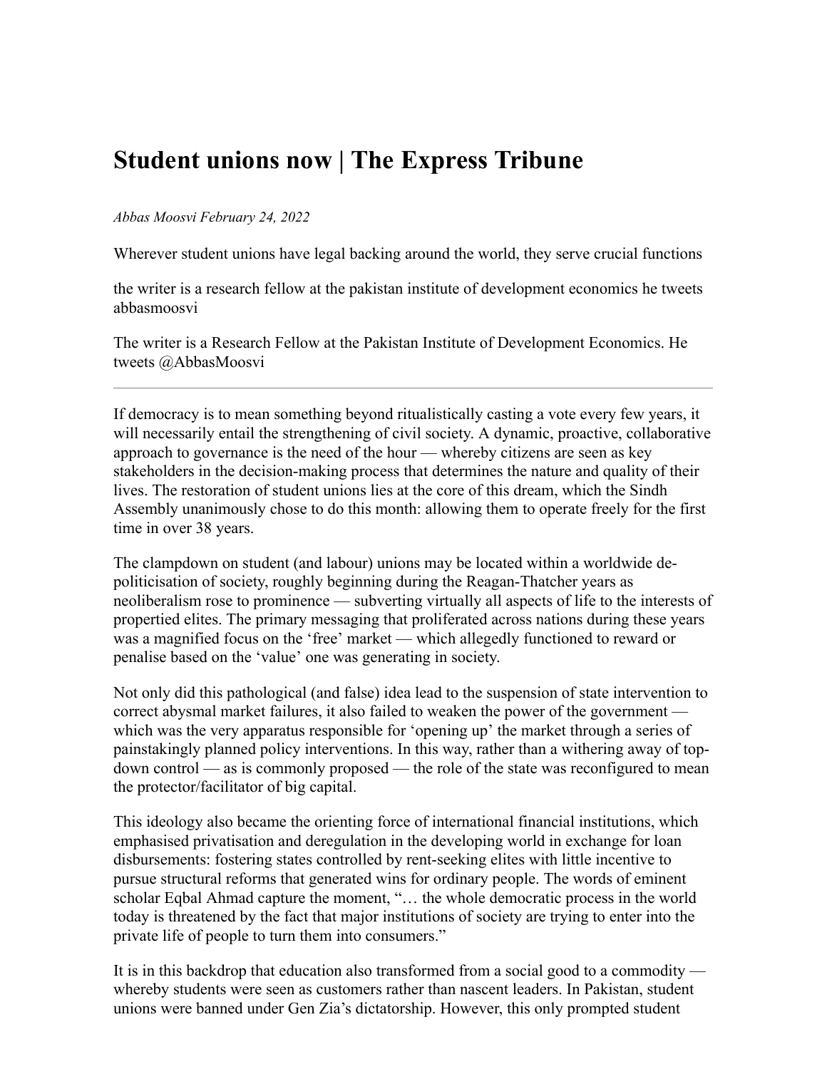# Student unions now | The Express Tribune

*Abbas Moosvi February 24, 2022*

Wherever student unions have legal backing around the world, they serve crucial functions

the writer is a research fellow at the pakistan institute of development economics he tweets abbasmoosvi

The writer is a Research Fellow at the Pakistan Institute of Development Economics. He tweets @AbbasMoosvi

---

If democracy is to mean something beyond ritualistically casting a vote every few years, it will necessarily entail the strengthening of civil society. A dynamic, proactive, collaborative approach to governance is the need of the hour — whereby citizens are seen as key stakeholders in the decision-making process that determines the nature and quality of their lives. The restoration of student unions lies at the core of this dream, which the Sindh Assembly unanimously chose to do this month: allowing them to operate freely for the first time in over 38 years.

The clampdown on student (and labour) unions may be located within a worldwide de-politicisation of society, roughly beginning during the Reagan-Thatcher years as neoliberalism rose to prominence — subverting virtually all aspects of life to the interests of propertied elites. The primary messaging that proliferated across nations during these years was a magnified focus on the 'free' market — which allegedly functioned to reward or penalise based on the 'value' one was generating in society.

Not only did this pathological (and false) idea lead to the suspension of state intervention to correct abysmal market failures, it also failed to weaken the power of the government — which was the very apparatus responsible for 'opening up' the market through a series of painstakingly planned policy interventions. In this way, rather than a withering away of top-down control — as is commonly proposed — the role of the state was reconfigured to mean the protector/facilitator of big capital.

This ideology also became the orienting force of international financial institutions, which emphasised privatisation and deregulation in the developing world in exchange for loan disbursements: fostering states controlled by rent-seeking elites with little incentive to pursue structural reforms that generated wins for ordinary people. The words of eminent scholar Eqbal Ahmad capture the moment, "… the whole democratic process in the world today is threatened by the fact that major institutions of society are trying to enter into the private life of people to turn them into consumers."

It is in this backdrop that education also transformed from a social good to a commodity — whereby students were seen as customers rather than nascent leaders. In Pakistan, student unions were banned under Gen Zia's dictatorship. However, this only prompted student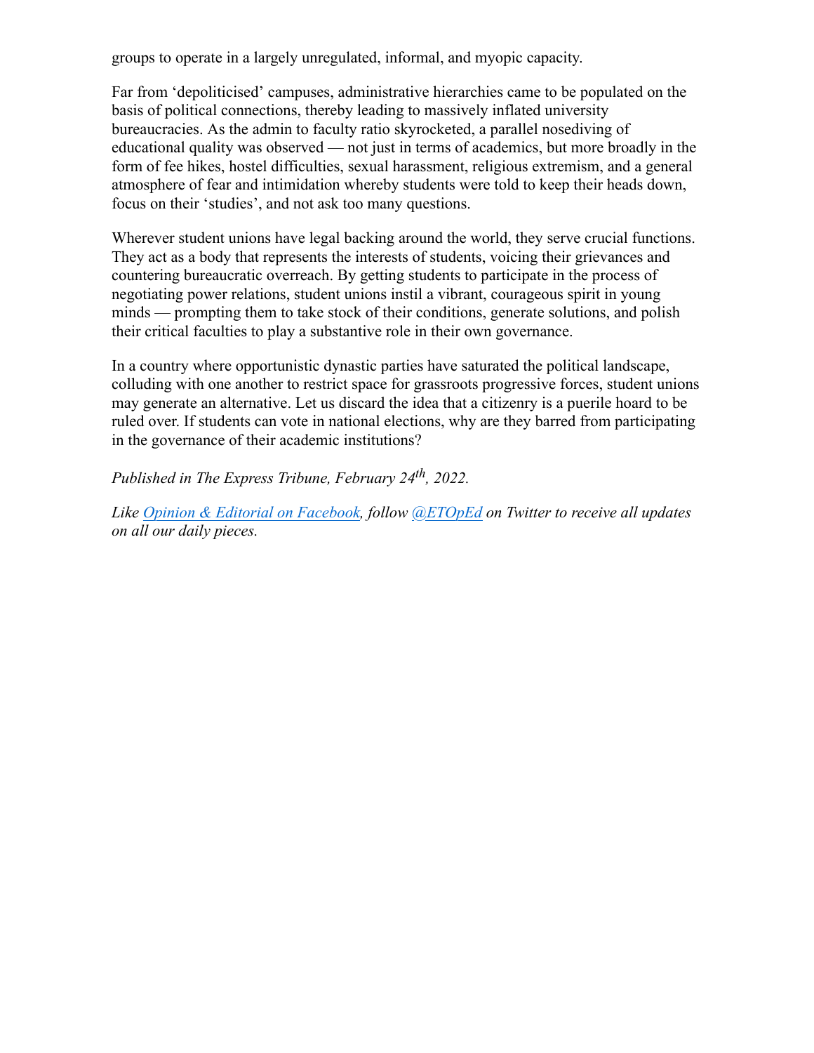groups to operate in a largely unregulated, informal, and myopic capacity.

Far from 'depoliticised' campuses, administrative hierarchies came to be populated on the basis of political connections, thereby leading to massively inflated university bureaucracies. As the admin to faculty ratio skyrocketed, a parallel nosediving of educational quality was observed — not just in terms of academics, but more broadly in the form of fee hikes, hostel difficulties, sexual harassment, religious extremism, and a general atmosphere of fear and intimidation whereby students were told to keep their heads down, focus on their 'studies', and not ask too many questions.

Wherever student unions have legal backing around the world, they serve crucial functions. They act as a body that represents the interests of students, voicing their grievances and countering bureaucratic overreach. By getting students to participate in the process of negotiating power relations, student unions instil a vibrant, courageous spirit in young minds — prompting them to take stock of their conditions, generate solutions, and polish their critical faculties to play a substantive role in their own governance.

In a country where opportunistic dynastic parties have saturated the political landscape, colluding with one another to restrict space for grassroots progressive forces, student unions may generate an alternative. Let us discard the idea that a citizenry is a puerile hoard to be ruled over. If students can vote in national elections, why are they barred from participating in the governance of their academic institutions?

*Published in The Express Tribune, February 24th, 2022.*

*Like Opinion & Editorial on Facebook, follow @ETOpEd on Twitter to receive all updates on all our daily pieces.*